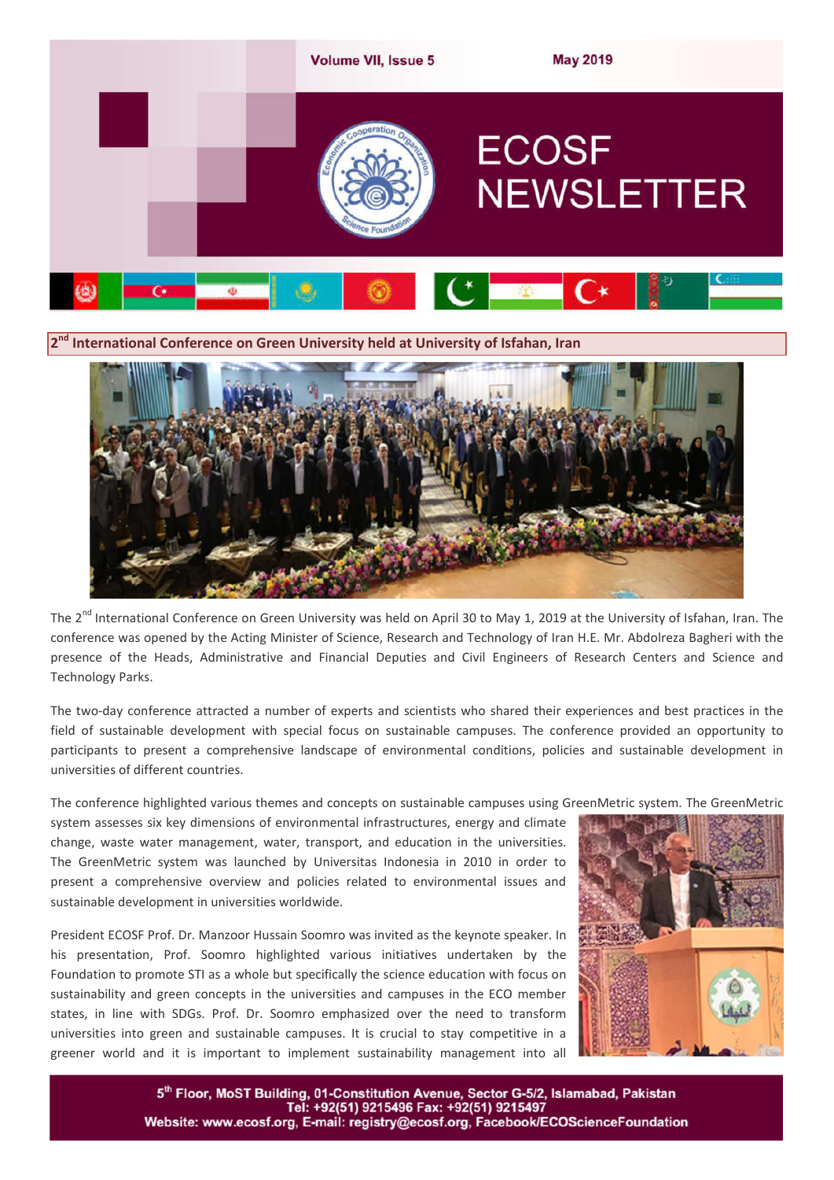# ECOSF NEWSLETTER

Volume VII, Issue 5 — May 2019

## 2nd International Conference on Green University held at University of Isfahan, Iran

The 2nd International Conference on Green University was held on April 30 to May 1, 2019 at the University of Isfahan, Iran. The conference was opened by the Acting Minister of Science, Research and Technology of Iran H.E. Mr. Abdolreza Bagheri with the presence of the Heads, Administrative and Financial Deputies and Civil Engineers of Research Centers and Science and Technology Parks.

The two-day conference attracted a number of experts and scientists who shared their experiences and best practices in the field of sustainable development with special focus on sustainable campuses. The conference provided an opportunity to participants to present a comprehensive landscape of environmental conditions, policies and sustainable development in universities of different countries.

The conference highlighted various themes and concepts on sustainable campuses using GreenMetric system. The GreenMetric system assesses six key dimensions of environmental infrastructures, energy and climate change, waste water management, water, transport, and education in the universities. The GreenMetric system was launched by Universitas Indonesia in 2010 in order to present a comprehensive overview and policies related to environmental issues and sustainable development in universities worldwide.

President ECOSF Prof. Dr. Manzoor Hussain Soomro was invited as the keynote speaker. In his presentation, Prof. Soomro highlighted various initiatives undertaken by the Foundation to promote STI as a whole but specifically the science education with focus on sustainability and green concepts in the universities and campuses in the ECO member states, in line with SDGs. Prof. Dr. Soomro emphasized over the need to transform universities into green and sustainable campuses. It is crucial to stay competitive in a greener world and it is important to implement sustainability management into all

5th Floor, MoST Building, 01-Constitution Avenue, Sector G-5/2, Islamabad, Pakistan
Tel: +92(51) 9215496 Fax: +92(51) 9215497
Website: www.ecosf.org, E-mail: registry@ecosf.org, Facebook/ECOScienceFoundation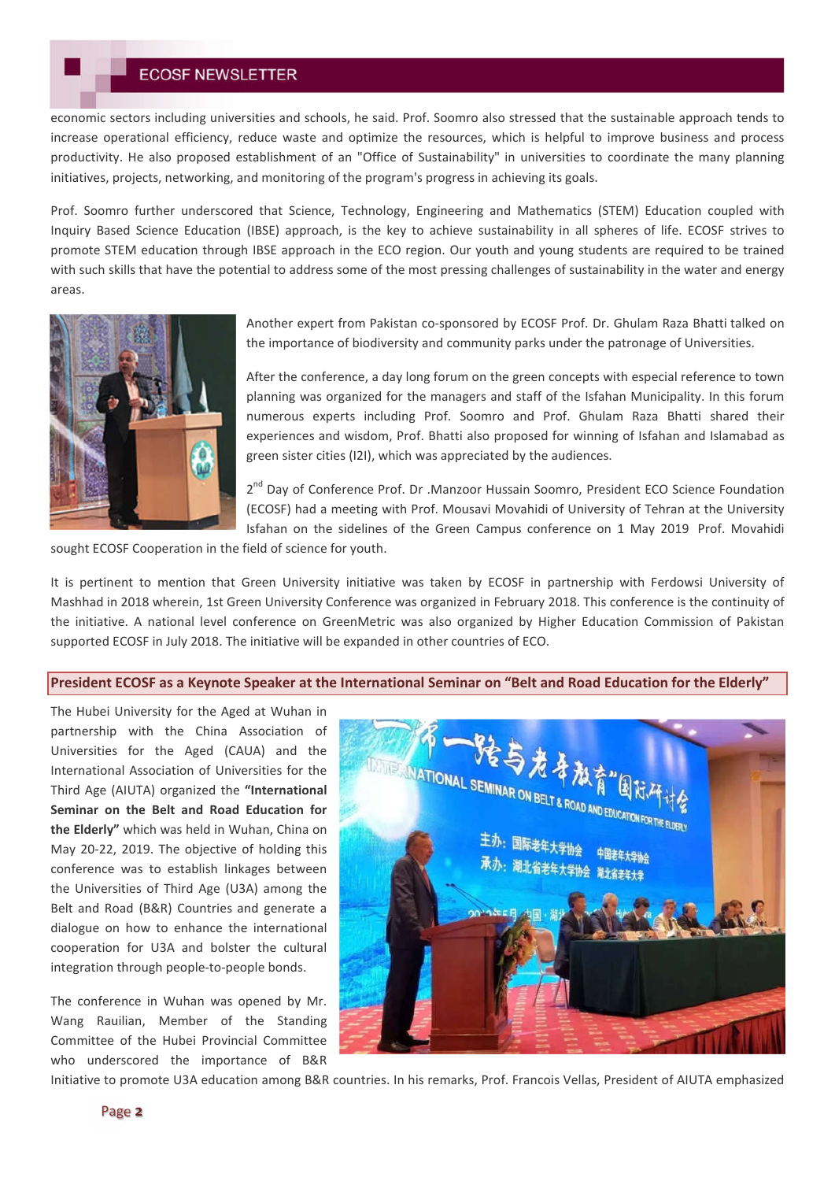economic sectors including universities and schools, he said. Prof. Soomro also stressed that the sustainable approach tends to increase operational efficiency, reduce waste and optimize the resources, which is helpful to improve business and process productivity. He also proposed establishment of an "Office of Sustainability" in universities to coordinate the many planning initiatives, projects, networking, and monitoring of the program's progress in achieving its goals.

Prof. Soomro further underscored that Science, Technology, Engineering and Mathematics (STEM) Education coupled with Inquiry Based Science Education (IBSE) approach, is the key to achieve sustainability in all spheres of life. ECOSF strives to promote STEM education through IBSE approach in the ECO region. Our youth and young students are required to be trained with such skills that have the potential to address some of the most pressing challenges of sustainability in the water and energy areas.

Another expert from Pakistan co-sponsored by ECOSF Prof. Dr. Ghulam Raza Bhatti talked on the importance of biodiversity and community parks under the patronage of Universities.

After the conference, a day long forum on the green concepts with especial reference to town planning was organized for the managers and staff of the Isfahan Municipality. In this forum numerous experts including Prof. Soomro and Prof. Ghulam Raza Bhatti shared their experiences and wisdom, Prof. Bhatti also proposed for winning of Isfahan and Islamabad as green sister cities (I2I), which was appreciated by the audiences.

2nd Day of Conference Prof. Dr .Manzoor Hussain Soomro, President ECO Science Foundation (ECOSF) had a meeting with Prof. Mousavi Movahidi of University of Tehran at the University Isfahan on the sidelines of the Green Campus conference on 1 May 2019 Prof. Movahidi sought ECOSF Cooperation in the field of science for youth.

It is pertinent to mention that Green University initiative was taken by ECOSF in partnership with Ferdowsi University of Mashhad in 2018 wherein, 1st Green University Conference was organized in February 2018. This conference is the continuity of the initiative. A national level conference on GreenMetric was also organized by Higher Education Commission of Pakistan supported ECOSF in July 2018. The initiative will be expanded in other countries of ECO.

## President ECOSF as a Keynote Speaker at the International Seminar on "Belt and Road Education for the Elderly"

The Hubei University for the Aged at Wuhan in partnership with the China Association of Universities for the Aged (CAUA) and the International Association of Universities for the Third Age (AIUTA) organized the **"International Seminar on the Belt and Road Education for the Elderly"** which was held in Wuhan, China on May 20-22, 2019. The objective of holding this conference was to establish linkages between the Universities of Third Age (U3A) among the Belt and Road (B&R) Countries and generate a dialogue on how to enhance the international cooperation for U3A and bolster the cultural integration through people-to-people bonds.

The conference in Wuhan was opened by Mr. Wang Rauilian, Member of the Standing Committee of the Hubei Provincial Committee who underscored the importance of B&R Initiative to promote U3A education among B&R countries. In his remarks, Prof. Francois Vellas, President of AIUTA emphasized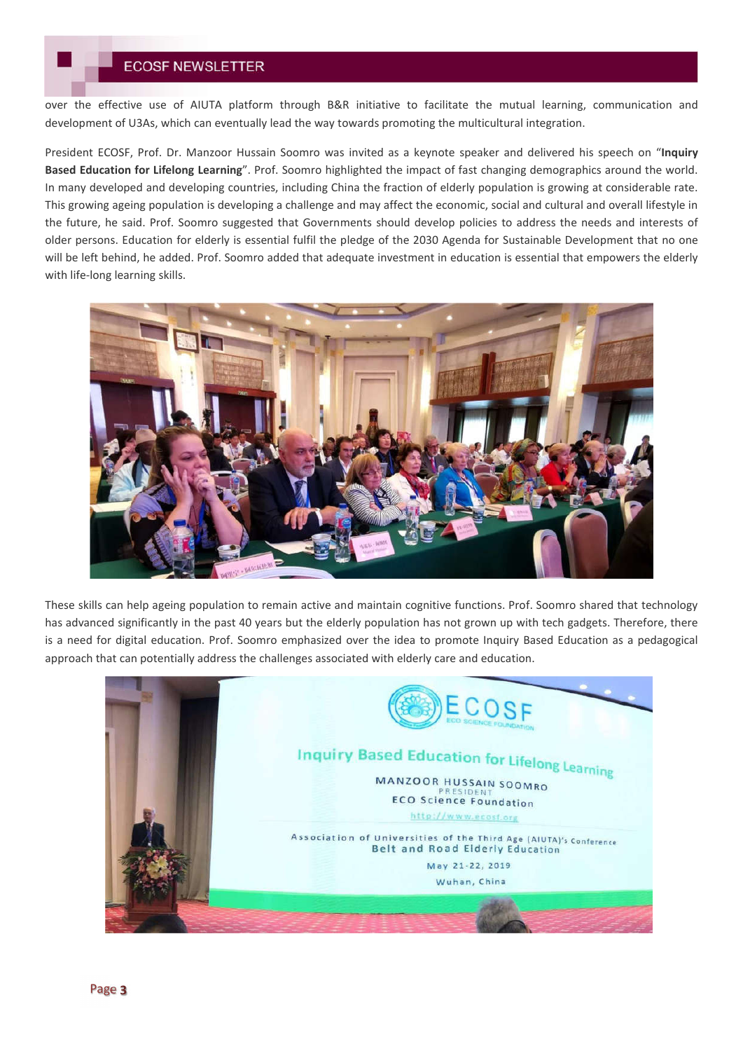over the effective use of AIUTA platform through B&R initiative to facilitate the mutual learning, communication and development of U3As, which can eventually lead the way towards promoting the multicultural integration.

President ECOSF, Prof. Dr. Manzoor Hussain Soomro was invited as a keynote speaker and delivered his speech on "**Inquiry Based Education for Lifelong Learning**". Prof. Soomro highlighted the impact of fast changing demographics around the world. In many developed and developing countries, including China the fraction of elderly population is growing at considerable rate. This growing ageing population is developing a challenge and may affect the economic, social and cultural and overall lifestyle in the future, he said. Prof. Soomro suggested that Governments should develop policies to address the needs and interests of older persons. Education for elderly is essential fulfil the pledge of the 2030 Agenda for Sustainable Development that no one will be left behind, he added. Prof. Soomro added that adequate investment in education is essential that empowers the elderly with life-long learning skills.

These skills can help ageing population to remain active and maintain cognitive functions. Prof. Soomro shared that technology has advanced significantly in the past 40 years but the elderly population has not grown up with tech gadgets. Therefore, there is a need for digital education. Prof. Soomro emphasized over the idea to promote Inquiry Based Education as a pedagogical approach that can potentially address the challenges associated with elderly care and education.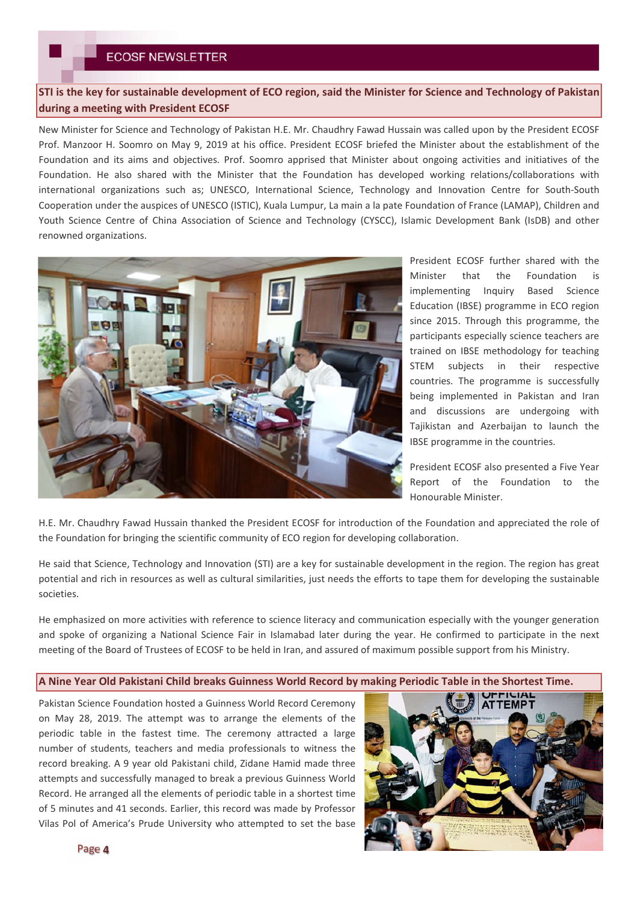## STI is the key for sustainable development of ECO region, said the Minister for Science and Technology of Pakistan during a meeting with President ECOSF

New Minister for Science and Technology of Pakistan H.E. Mr. Chaudhry Fawad Hussain was called upon by the President ECOSF Prof. Manzoor H. Soomro on May 9, 2019 at his office. President ECOSF briefed the Minister about the establishment of the Foundation and its aims and objectives. Prof. Soomro apprised that Minister about ongoing activities and initiatives of the Foundation. He also shared with the Minister that the Foundation has developed working relations/collaborations with international organizations such as; UNESCO, International Science, Technology and Innovation Centre for South-South Cooperation under the auspices of UNESCO (ISTIC), Kuala Lumpur, La main a la pate Foundation of France (LAMAP), Children and Youth Science Centre of China Association of Science and Technology (CYSCC), Islamic Development Bank (IsDB) and other renowned organizations.

President ECOSF further shared with the Minister that the Foundation is implementing Inquiry Based Science Education (IBSE) programme in ECO region since 2015. Through this programme, the participants especially science teachers are trained on IBSE methodology for teaching STEM subjects in their respective countries. The programme is successfully being implemented in Pakistan and Iran and discussions are undergoing with Tajikistan and Azerbaijan to launch the IBSE programme in the countries.

President ECOSF also presented a Five Year Report of the Foundation to the Honourable Minister.

H.E. Mr. Chaudhry Fawad Hussain thanked the President ECOSF for introduction of the Foundation and appreciated the role of the Foundation for bringing the scientific community of ECO region for developing collaboration.

He said that Science, Technology and Innovation (STI) are a key for sustainable development in the region. The region has great potential and rich in resources as well as cultural similarities, just needs the efforts to tape them for developing the sustainable societies.

He emphasized on more activities with reference to science literacy and communication especially with the younger generation and spoke of organizing a National Science Fair in Islamabad later during the year. He confirmed to participate in the next meeting of the Board of Trustees of ECOSF to be held in Iran, and assured of maximum possible support from his Ministry.

## A Nine Year Old Pakistani Child breaks Guinness World Record by making Periodic Table in the Shortest Time.

Pakistan Science Foundation hosted a Guinness World Record Ceremony on May 28, 2019. The attempt was to arrange the elements of the periodic table in the fastest time. The ceremony attracted a large number of students, teachers and media professionals to witness the record breaking. A 9 year old Pakistani child, Zidane Hamid made three attempts and successfully managed to break a previous Guinness World Record. He arranged all the elements of periodic table in a shortest time of 5 minutes and 41 seconds. Earlier, this record was made by Professor Vilas Pol of America's Prude University who attempted to set the base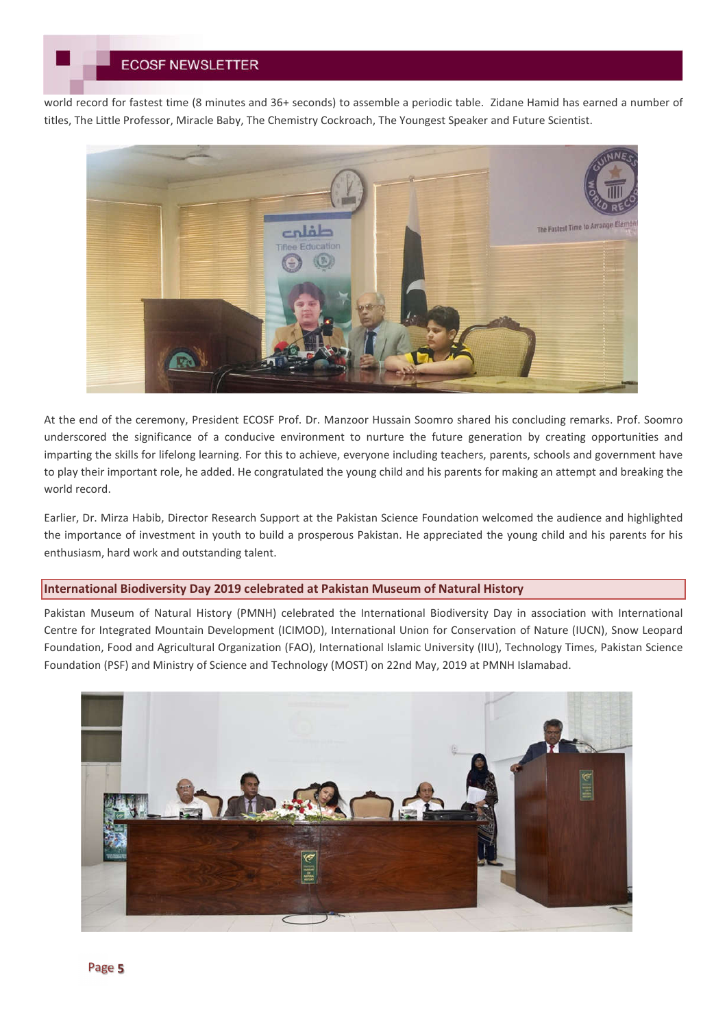world record for fastest time (8 minutes and 36+ seconds) to assemble a periodic table. Zidane Hamid has earned a number of titles, The Little Professor, Miracle Baby, The Chemistry Cockroach, The Youngest Speaker and Future Scientist.

At the end of the ceremony, President ECOSF Prof. Dr. Manzoor Hussain Soomro shared his concluding remarks. Prof. Soomro underscored the significance of a conducive environment to nurture the future generation by creating opportunities and imparting the skills for lifelong learning. For this to achieve, everyone including teachers, parents, schools and government have to play their important role, he added. He congratulated the young child and his parents for making an attempt and breaking the world record.

Earlier, Dr. Mirza Habib, Director Research Support at the Pakistan Science Foundation welcomed the audience and highlighted the importance of investment in youth to build a prosperous Pakistan. He appreciated the young child and his parents for his enthusiasm, hard work and outstanding talent.

## International Biodiversity Day 2019 celebrated at Pakistan Museum of Natural History

Pakistan Museum of Natural History (PMNH) celebrated the International Biodiversity Day in association with International Centre for Integrated Mountain Development (ICIMOD), International Union for Conservation of Nature (IUCN), Snow Leopard Foundation, Food and Agricultural Organization (FAO), International Islamic University (IIU), Technology Times, Pakistan Science Foundation (PSF) and Ministry of Science and Technology (MOST) on 22nd May, 2019 at PMNH Islamabad.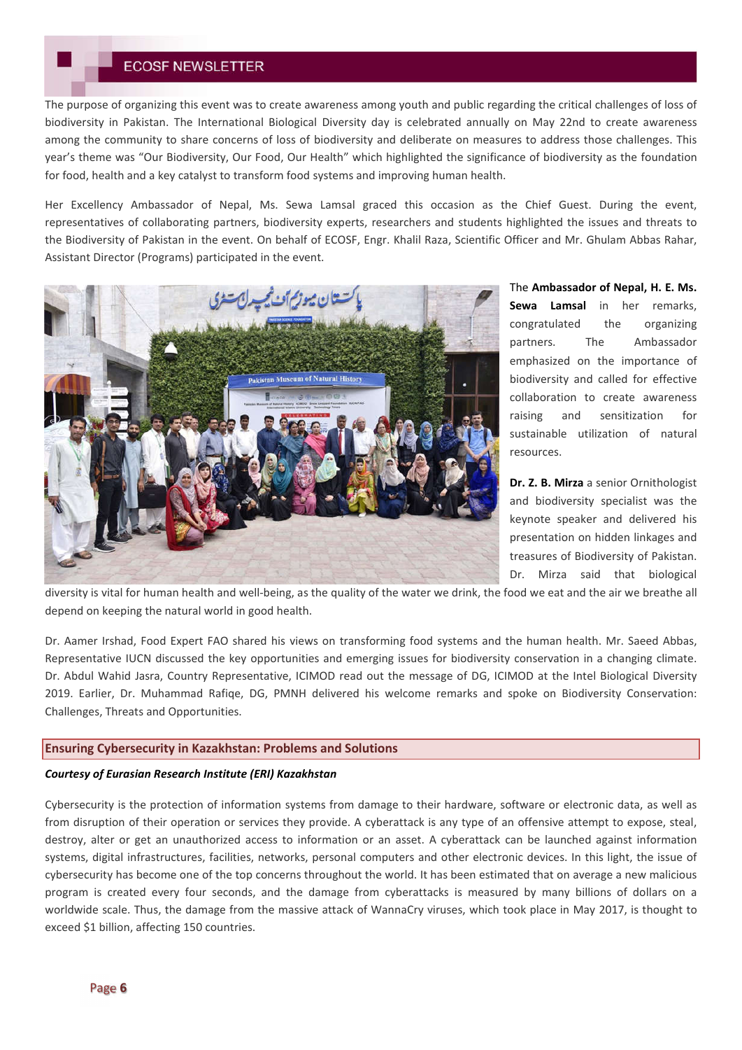The purpose of organizing this event was to create awareness among youth and public regarding the critical challenges of loss of biodiversity in Pakistan. The International Biological Diversity day is celebrated annually on May 22nd to create awareness among the community to share concerns of loss of biodiversity and deliberate on measures to address those challenges. This year's theme was "Our Biodiversity, Our Food, Our Health" which highlighted the significance of biodiversity as the foundation for food, health and a key catalyst to transform food systems and improving human health.

Her Excellency Ambassador of Nepal, Ms. Sewa Lamsal graced this occasion as the Chief Guest. During the event, representatives of collaborating partners, biodiversity experts, researchers and students highlighted the issues and threats to the Biodiversity of Pakistan in the event. On behalf of ECOSF, Engr. Khalil Raza, Scientific Officer and Mr. Ghulam Abbas Rahar, Assistant Director (Programs) participated in the event.

The **Ambassador of Nepal, H. E. Ms. Sewa Lamsal** in her remarks, congratulated the organizing partners. The Ambassador emphasized on the importance of biodiversity and called for effective collaboration to create awareness raising and sensitization for sustainable utilization of natural resources.

**Dr. Z. B. Mirza** a senior Ornithologist and biodiversity specialist was the keynote speaker and delivered his presentation on hidden linkages and treasures of Biodiversity of Pakistan. Dr. Mirza said that biological diversity is vital for human health and well-being, as the quality of the water we drink, the food we eat and the air we breathe all depend on keeping the natural world in good health.

Dr. Aamer Irshad, Food Expert FAO shared his views on transforming food systems and the human health. Mr. Saeed Abbas, Representative IUCN discussed the key opportunities and emerging issues for biodiversity conservation in a changing climate. Dr. Abdul Wahid Jasra, Country Representative, ICIMOD read out the message of DG, ICIMOD at the Intel Biological Diversity 2019. Earlier, Dr. Muhammad Rafiqe, DG, PMNH delivered his welcome remarks and spoke on Biodiversity Conservation: Challenges, Threats and Opportunities.

## Ensuring Cybersecurity in Kazakhstan: Problems and Solutions

***Courtesy of Eurasian Research Institute (ERI) Kazakhstan***

Cybersecurity is the protection of information systems from damage to their hardware, software or electronic data, as well as from disruption of their operation or services they provide. A cyberattack is any type of an offensive attempt to expose, steal, destroy, alter or get an unauthorized access to information or an asset. A cyberattack can be launched against information systems, digital infrastructures, facilities, networks, personal computers and other electronic devices. In this light, the issue of cybersecurity has become one of the top concerns throughout the world. It has been estimated that on average a new malicious program is created every four seconds, and the damage from cyberattacks is measured by many billions of dollars on a worldwide scale. Thus, the damage from the massive attack of WannaCry viruses, which took place in May 2017, is thought to exceed $1 billion, affecting 150 countries.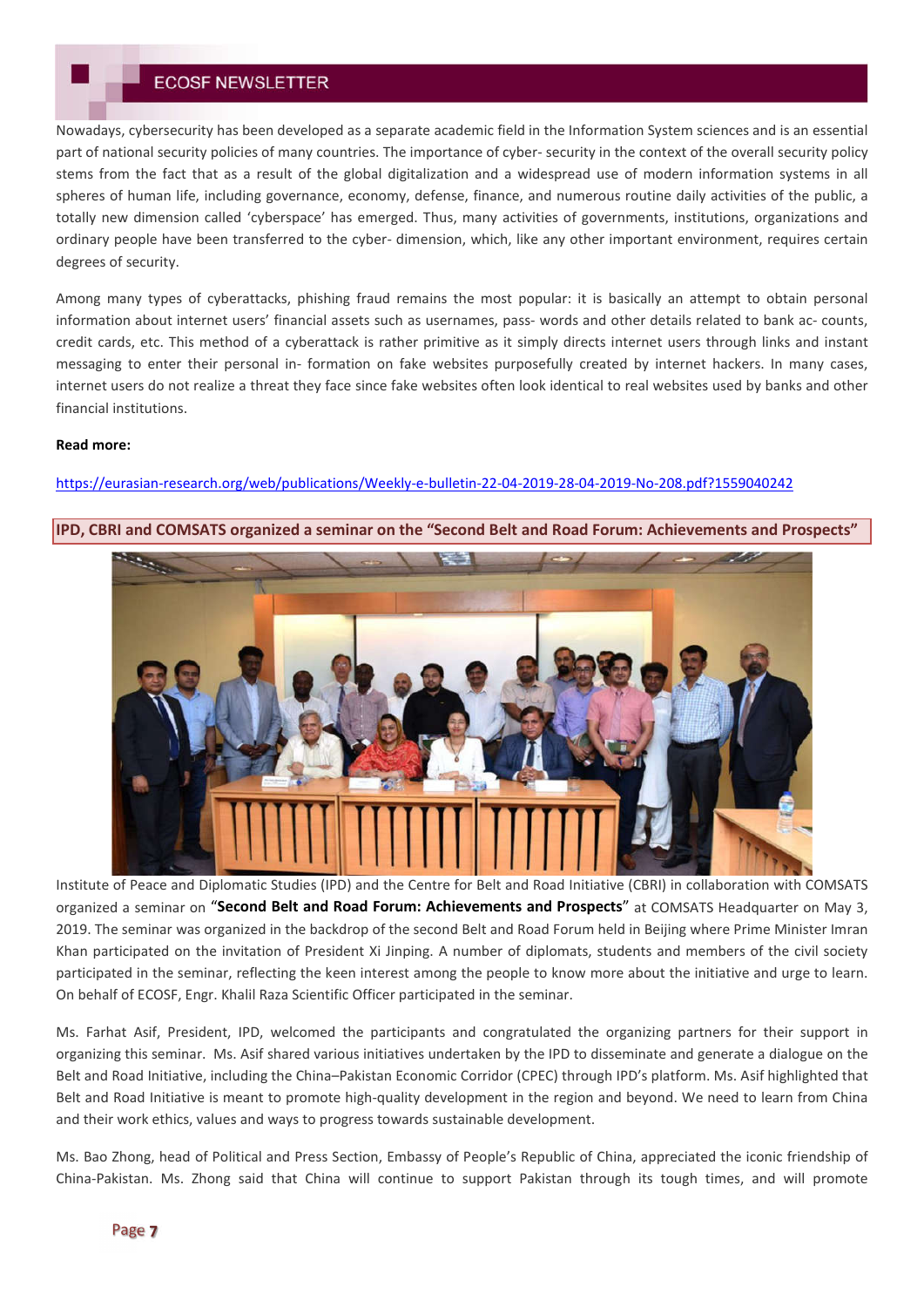Nowadays, cybersecurity has been developed as a separate academic field in the Information System sciences and is an essential part of national security policies of many countries. The importance of cyber- security in the context of the overall security policy stems from the fact that as a result of the global digitalization and a widespread use of modern information systems in all spheres of human life, including governance, economy, defense, finance, and numerous routine daily activities of the public, a totally new dimension called 'cyberspace' has emerged. Thus, many activities of governments, institutions, organizations and ordinary people have been transferred to the cyber- dimension, which, like any other important environment, requires certain degrees of security.

Among many types of cyberattacks, phishing fraud remains the most popular: it is basically an attempt to obtain personal information about internet users' financial assets such as usernames, pass- words and other details related to bank ac- counts, credit cards, etc. This method of a cyberattack is rather primitive as it simply directs internet users through links and instant messaging to enter their personal in- formation on fake websites purposefully created by internet hackers. In many cases, internet users do not realize a threat they face since fake websites often look identical to real websites used by banks and other financial institutions.

**Read more:**

https://eurasian-research.org/web/publications/Weekly-e-bulletin-22-04-2019-28-04-2019-No-208.pdf?1559040242

## IPD, CBRI and COMSATS organized a seminar on the "Second Belt and Road Forum: Achievements and Prospects"

Institute of Peace and Diplomatic Studies (IPD) and the Centre for Belt and Road Initiative (CBRI) in collaboration with COMSATS organized a seminar on "**Second Belt and Road Forum: Achievements and Prospects**" at COMSATS Headquarter on May 3, 2019. The seminar was organized in the backdrop of the second Belt and Road Forum held in Beijing where Prime Minister Imran Khan participated on the invitation of President Xi Jinping. A number of diplomats, students and members of the civil society participated in the seminar, reflecting the keen interest among the people to know more about the initiative and urge to learn. On behalf of ECOSF, Engr. Khalil Raza Scientific Officer participated in the seminar.

Ms. Farhat Asif, President, IPD, welcomed the participants and congratulated the organizing partners for their support in organizing this seminar. Ms. Asif shared various initiatives undertaken by the IPD to disseminate and generate a dialogue on the Belt and Road Initiative, including the China–Pakistan Economic Corridor (CPEC) through IPD's platform. Ms. Asif highlighted that Belt and Road Initiative is meant to promote high-quality development in the region and beyond. We need to learn from China and their work ethics, values and ways to progress towards sustainable development.

Ms. Bao Zhong, head of Political and Press Section, Embassy of People's Republic of China, appreciated the iconic friendship of China-Pakistan. Ms. Zhong said that China will continue to support Pakistan through its tough times, and will promote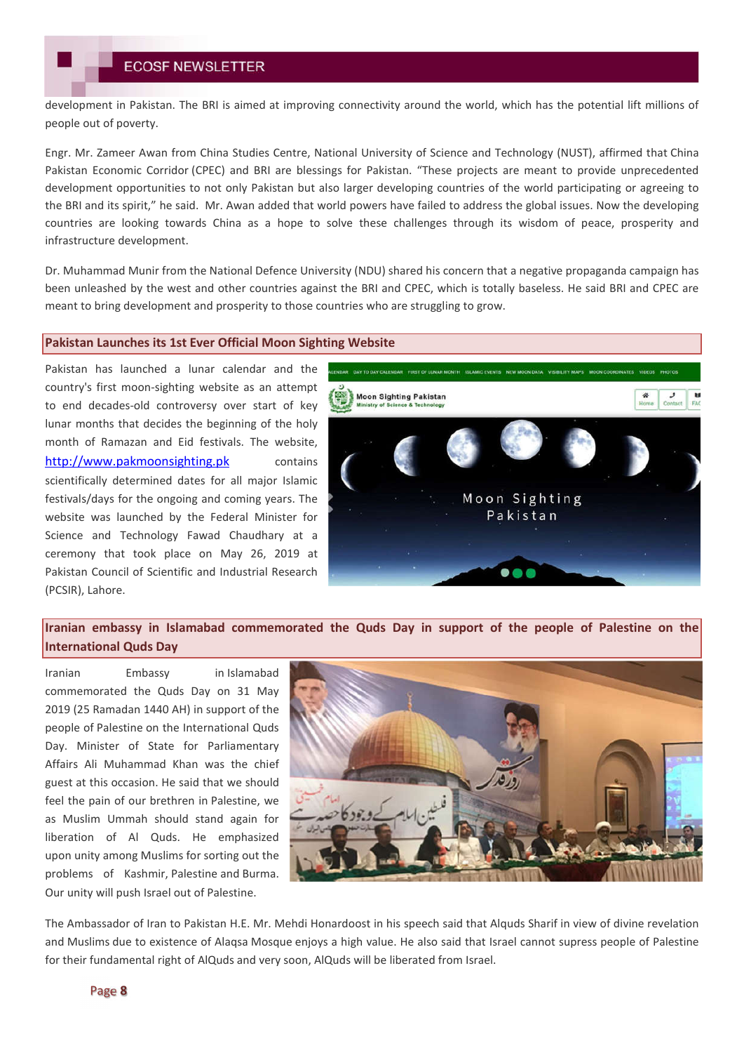development in Pakistan. The BRI is aimed at improving connectivity around the world, which has the potential lift millions of people out of poverty.

Engr. Mr. Zameer Awan from China Studies Centre, National University of Science and Technology (NUST), affirmed that China Pakistan Economic Corridor (CPEC) and BRI are blessings for Pakistan. “These projects are meant to provide unprecedented development opportunities to not only Pakistan but also larger developing countries of the world participating or agreeing to the BRI and its spirit,” he said. Mr. Awan added that world powers have failed to address the global issues. Now the developing countries are looking towards China as a hope to solve these challenges through its wisdom of peace, prosperity and infrastructure development.

Dr. Muhammad Munir from the National Defence University (NDU) shared his concern that a negative propaganda campaign has been unleashed by the west and other countries against the BRI and CPEC, which is totally baseless. He said BRI and CPEC are meant to bring development and prosperity to those countries who are struggling to grow.

## Pakistan Launches its 1st Ever Official Moon Sighting Website

Pakistan has launched a lunar calendar and the country's first moon-sighting website as an attempt to end decades-old controversy over start of key lunar months that decides the beginning of the holy month of Ramazan and Eid festivals. The website, http://www.pakmoonsighting.pk contains scientifically determined dates for all major Islamic festivals/days for the ongoing and coming years. The website was launched by the Federal Minister for Science and Technology Fawad Chaudhary at a ceremony that took place on May 26, 2019 at Pakistan Council of Scientific and Industrial Research (PCSIR), Lahore.

## Iranian embassy in Islamabad commemorated the Quds Day in support of the people of Palestine on the International Quds Day

Iranian Embassy in Islamabad commemorated the Quds Day on 31 May 2019 (25 Ramadan 1440 AH) in support of the people of Palestine on the International Quds Day. Minister of State for Parliamentary Affairs Ali Muhammad Khan was the chief guest at this occasion. He said that we should feel the pain of our brethren in Palestine, we as Muslim Ummah should stand again for liberation of Al Quds. He emphasized upon unity among Muslims for sorting out the problems of Kashmir, Palestine and Burma. Our unity will push Israel out of Palestine.

The Ambassador of Iran to Pakistan H.E. Mr. Mehdi Honardoost in his speech said that Alquds Sharif in view of divine revelation and Muslims due to existence of Alaqsa Mosque enjoys a high value. He also said that Israel cannot supress people of Palestine for their fundamental right of AlQuds and very soon, AlQuds will be liberated from Israel.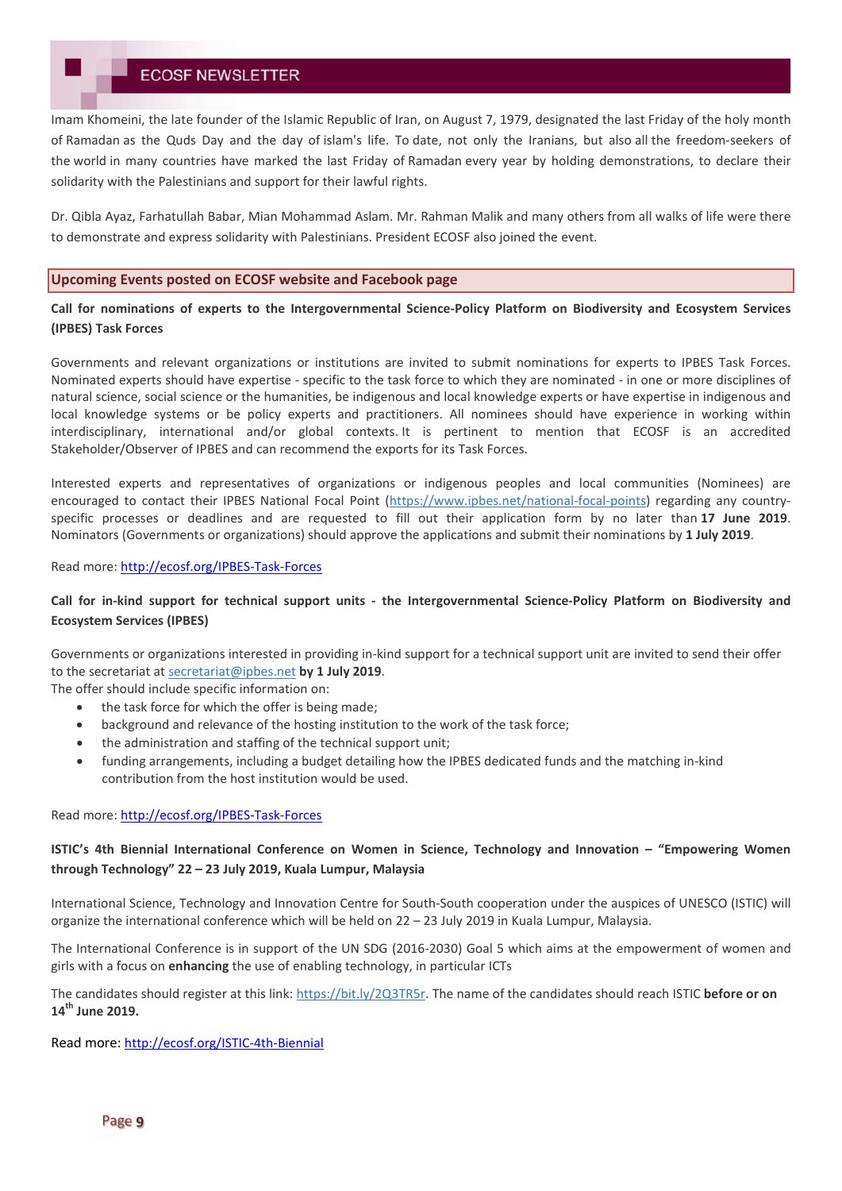Imam Khomeini, the late founder of the Islamic Republic of Iran, on August 7, 1979, designated the last Friday of the holy month of Ramadan as the Quds Day and the day of islam's life. To date, not only the Iranians, but also all the freedom-seekers of the world in many countries have marked the last Friday of Ramadan every year by holding demonstrations, to declare their solidarity with the Palestinians and support for their lawful rights.

Dr. Qibla Ayaz, Farhatullah Babar, Mian Mohammad Aslam. Mr. Rahman Malik and many others from all walks of life were there to demonstrate and express solidarity with Palestinians. President ECOSF also joined the event.

## Upcoming Events posted on ECOSF website and Facebook page

**Call for nominations of experts to the Intergovernmental Science-Policy Platform on Biodiversity and Ecosystem Services (IPBES) Task Forces**

Governments and relevant organizations or institutions are invited to submit nominations for experts to IPBES Task Forces. Nominated experts should have expertise - specific to the task force to which they are nominated - in one or more disciplines of natural science, social science or the humanities, be indigenous and local knowledge experts or have expertise in indigenous and local knowledge systems or be policy experts and practitioners. All nominees should have experience in working within interdisciplinary, international and/or global contexts. It is pertinent to mention that ECOSF is an accredited Stakeholder/Observer of IPBES and can recommend the exports for its Task Forces.

Interested experts and representatives of organizations or indigenous peoples and local communities (Nominees) are encouraged to contact their IPBES National Focal Point (https://www.ipbes.net/national-focal-points) regarding any country-specific processes or deadlines and are requested to fill out their application form by no later than **17 June 2019**. Nominators (Governments or organizations) should approve the applications and submit their nominations by **1 July 2019**.

Read more: http://ecosf.org/IPBES-Task-Forces

**Call for in-kind support for technical support units - the Intergovernmental Science-Policy Platform on Biodiversity and Ecosystem Services (IPBES)**

Governments or organizations interested in providing in-kind support for a technical support unit are invited to send their offer to the secretariat at secretariat@ipbes.net **by 1 July 2019**.
The offer should include specific information on:

- the task force for which the offer is being made;
- background and relevance of the hosting institution to the work of the task force;
- the administration and staffing of the technical support unit;
- funding arrangements, including a budget detailing how the IPBES dedicated funds and the matching in-kind contribution from the host institution would be used.

Read more: http://ecosf.org/IPBES-Task-Forces

**ISTIC's 4th Biennial International Conference on Women in Science, Technology and Innovation – "Empowering Women through Technology" 22 – 23 July 2019, Kuala Lumpur, Malaysia**

International Science, Technology and Innovation Centre for South-South cooperation under the auspices of UNESCO (ISTIC) will organize the international conference which will be held on 22 – 23 July 2019 in Kuala Lumpur, Malaysia.

The International Conference is in support of the UN SDG (2016-2030) Goal 5 which aims at the empowerment of women and girls with a focus on **enhancing** the use of enabling technology, in particular ICTs

The candidates should register at this link: https://bit.ly/2Q3TR5r. The name of the candidates should reach ISTIC **before or on 14th June 2019.**

Read more: http://ecosf.org/ISTIC-4th-Biennial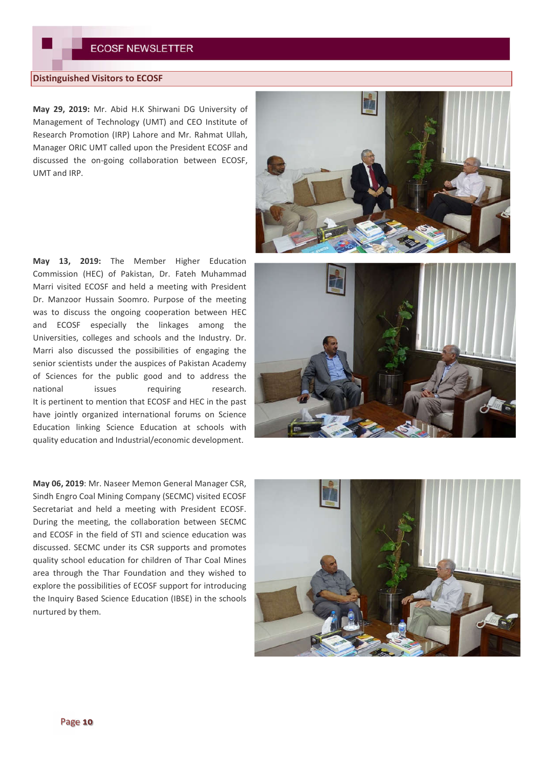## Distinguished Visitors to ECOSF

**May 29, 2019:** Mr. Abid H.K Shirwani DG University of Management of Technology (UMT) and CEO Institute of Research Promotion (IRP) Lahore and Mr. Rahmat Ullah, Manager ORIC UMT called upon the President ECOSF and discussed the on-going collaboration between ECOSF, UMT and IRP.

**May 13, 2019:** The Member Higher Education Commission (HEC) of Pakistan, Dr. Fateh Muhammad Marri visited ECOSF and held a meeting with President Dr. Manzoor Hussain Soomro. Purpose of the meeting was to discuss the ongoing cooperation between HEC and ECOSF especially the linkages among the Universities, colleges and schools and the Industry. Dr. Marri also discussed the possibilities of engaging the senior scientists under the auspices of Pakistan Academy of Sciences for the public good and to address the national issues requiring research. It is pertinent to mention that ECOSF and HEC in the past have jointly organized international forums on Science Education linking Science Education at schools with quality education and Industrial/economic development.

**May 06, 2019**: Mr. Naseer Memon General Manager CSR, Sindh Engro Coal Mining Company (SECMC) visited ECOSF Secretariat and held a meeting with President ECOSF. During the meeting, the collaboration between SECMC and ECOSF in the field of STI and science education was discussed. SECMC under its CSR supports and promotes quality school education for children of Thar Coal Mines area through the Thar Foundation and they wished to explore the possibilities of ECOSF support for introducing the Inquiry Based Science Education (IBSE) in the schools nurtured by them.